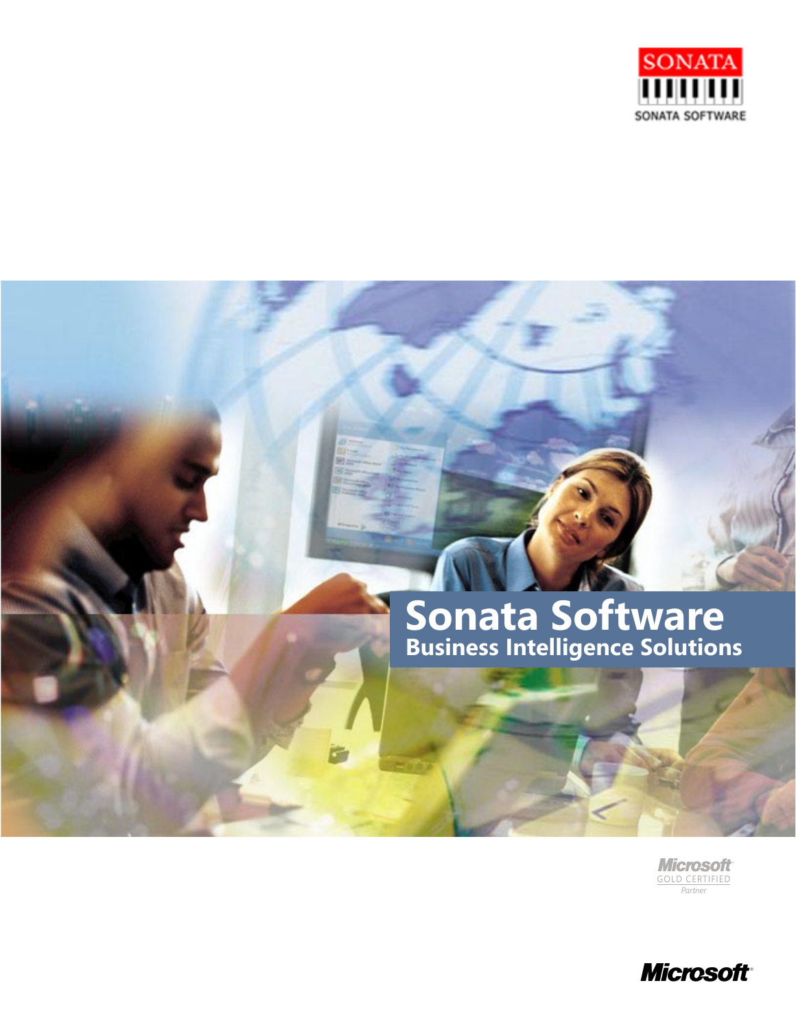SONATA

SONATA SOFTWARE

# Sonata Software

## Business Intelligence Solutions

Microsoft GOLD CERTIFIED Partner

Microsoft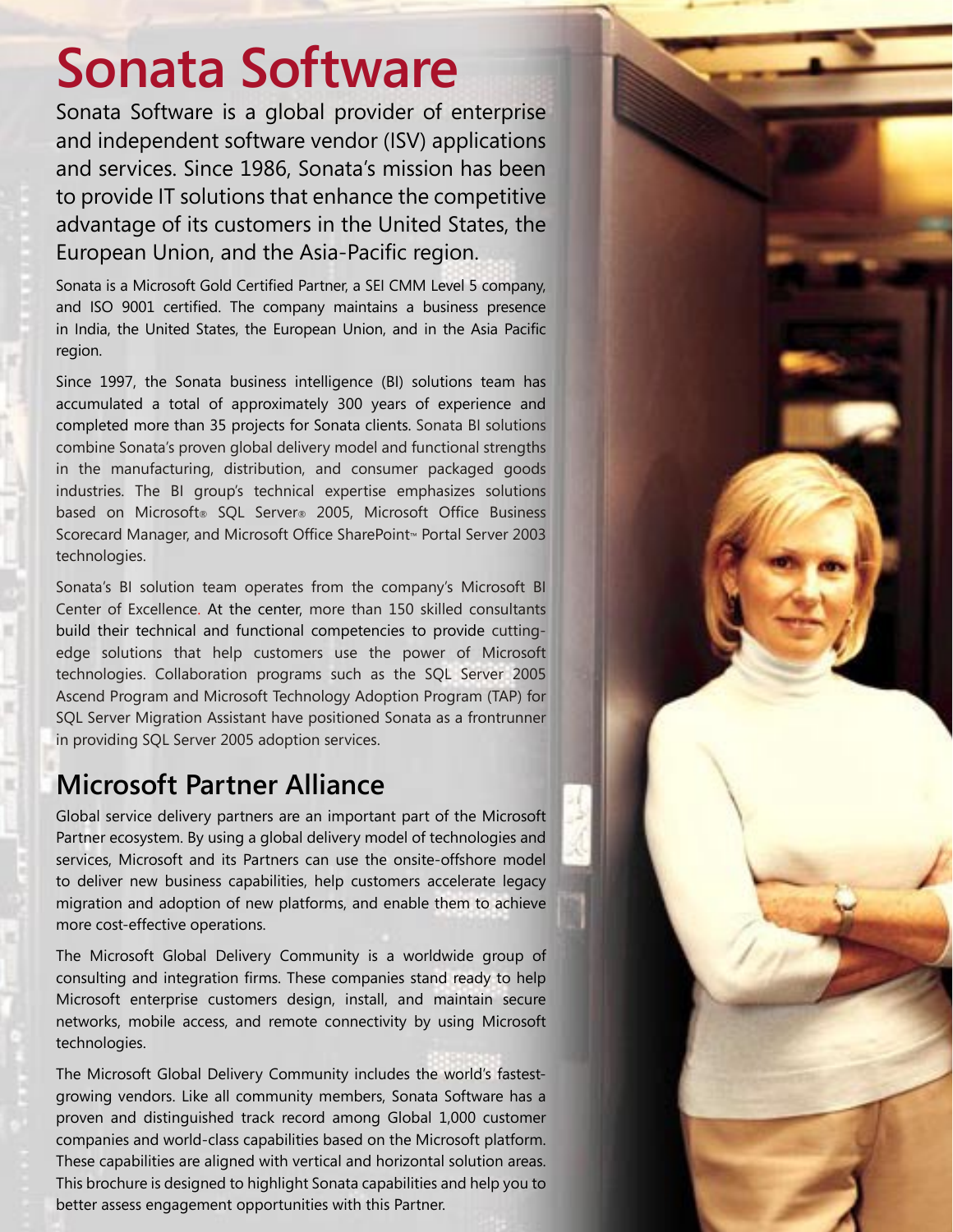# Sonata Software

Sonata Software is a global provider of enterprise and independent software vendor (ISV) applications and services. Since 1986, Sonata's mission has been to provide IT solutions that enhance the competitive advantage of its customers in the United States, the European Union, and the Asia-Pacific region.

Sonata is a Microsoft Gold Certified Partner, a SEI CMM Level 5 company, and ISO 9001 certified. The company maintains a business presence in India, the United States, the European Union, and in the Asia Pacific region.

Since 1997, the Sonata business intelligence (BI) solutions team has accumulated a total of approximately 300 years of experience and completed more than 35 projects for Sonata clients. Sonata BI solutions combine Sonata's proven global delivery model and functional strengths in the manufacturing, distribution, and consumer packaged goods industries. The BI group's technical expertise emphasizes solutions based on Microsoft® SQL Server® 2005, Microsoft Office Business Scorecard Manager, and Microsoft Office SharePoint™ Portal Server 2003 technologies.

Sonata's BI solution team operates from the company's Microsoft BI Center of Excellence. At the center, more than 150 skilled consultants build their technical and functional competencies to provide cutting-edge solutions that help customers use the power of Microsoft technologies. Collaboration programs such as the SQL Server 2005 Ascend Program and Microsoft Technology Adoption Program (TAP) for SQL Server Migration Assistant have positioned Sonata as a frontrunner in providing SQL Server 2005 adoption services.

## Microsoft Partner Alliance

Global service delivery partners are an important part of the Microsoft Partner ecosystem. By using a global delivery model of technologies and services, Microsoft and its Partners can use the onsite-offshore model to deliver new business capabilities, help customers accelerate legacy migration and adoption of new platforms, and enable them to achieve more cost-effective operations.

The Microsoft Global Delivery Community is a worldwide group of consulting and integration firms. These companies stand ready to help Microsoft enterprise customers design, install, and maintain secure networks, mobile access, and remote connectivity by using Microsoft technologies.

The Microsoft Global Delivery Community includes the world's fastest-growing vendors. Like all community members, Sonata Software has a proven and distinguished track record among Global 1,000 customer companies and world-class capabilities based on the Microsoft platform. These capabilities are aligned with vertical and horizontal solution areas. This brochure is designed to highlight Sonata capabilities and help you to better assess engagement opportunities with this Partner.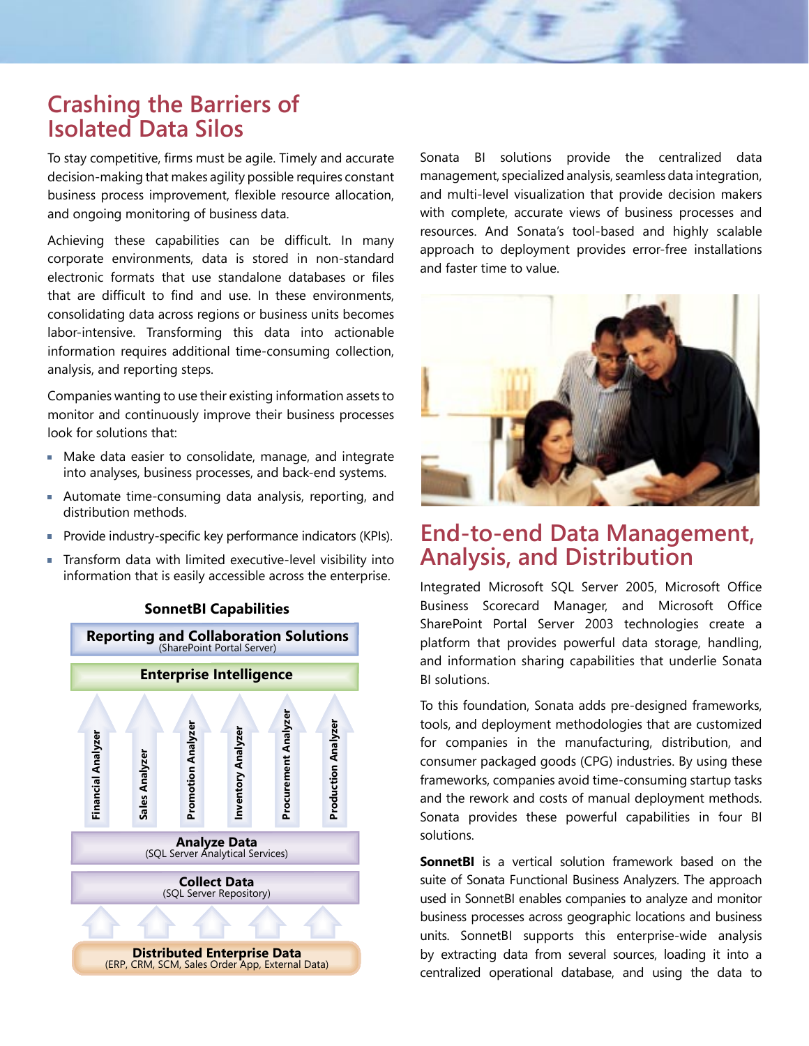## Crashing the Barriers of Isolated Data Silos

To stay competitive, firms must be agile. Timely and accurate decision-making that makes agility possible requires constant business process improvement, flexible resource allocation, and ongoing monitoring of business data.

Achieving these capabilities can be difficult. In many corporate environments, data is stored in non-standard electronic formats that use standalone databases or files that are difficult to find and use. In these environments, consolidating data across regions or business units becomes labor-intensive. Transforming this data into actionable information requires additional time-consuming collection, analysis, and reporting steps.

Companies wanting to use their existing information assets to monitor and continuously improve their business processes look for solutions that:

- Make data easier to consolidate, manage, and integrate into analyses, business processes, and back-end systems.
- Automate time-consuming data analysis, reporting, and distribution methods.
- Provide industry-specific key performance indicators (KPIs).
- Transform data with limited executive-level visibility into information that is easily accessible across the enterprise.

**SonnetBI Capabilities**

**Reporting and Collaboration Solutions**
(SharePoint Portal Server)

**Enterprise Intelligence**

Financial Analyzer | Sales Analyzer | Promotion Analyzer | Inventory Analyzer | Procurement Analyzer | Production Analyzer

**Analyze Data**
(SQL Server Analytical Services)

**Collect Data**
(SQL Server Repository)

**Distributed Enterprise Data**
(ERP, CRM, SCM, Sales Order App, External Data)

Sonata BI solutions provide the centralized data management, specialized analysis, seamless data integration, and multi-level visualization that provide decision makers with complete, accurate views of business processes and resources. And Sonata's tool-based and highly scalable approach to deployment provides error-free installations and faster time to value.

## End-to-end Data Management, Analysis, and Distribution

Integrated Microsoft SQL Server 2005, Microsoft Office Business Scorecard Manager, and Microsoft Office SharePoint Portal Server 2003 technologies create a platform that provides powerful data storage, handling, and information sharing capabilities that underlie Sonata BI solutions.

To this foundation, Sonata adds pre-designed frameworks, tools, and deployment methodologies that are customized for companies in the manufacturing, distribution, and consumer packaged goods (CPG) industries. By using these frameworks, companies avoid time-consuming startup tasks and the rework and costs of manual deployment methods. Sonata provides these powerful capabilities in four BI solutions.

**SonnetBI** is a vertical solution framework based on the suite of Sonata Functional Business Analyzers. The approach used in SonnetBI enables companies to analyze and monitor business processes across geographic locations and business units. SonnetBI supports this enterprise-wide analysis by extracting data from several sources, loading it into a centralized operational database, and using the data to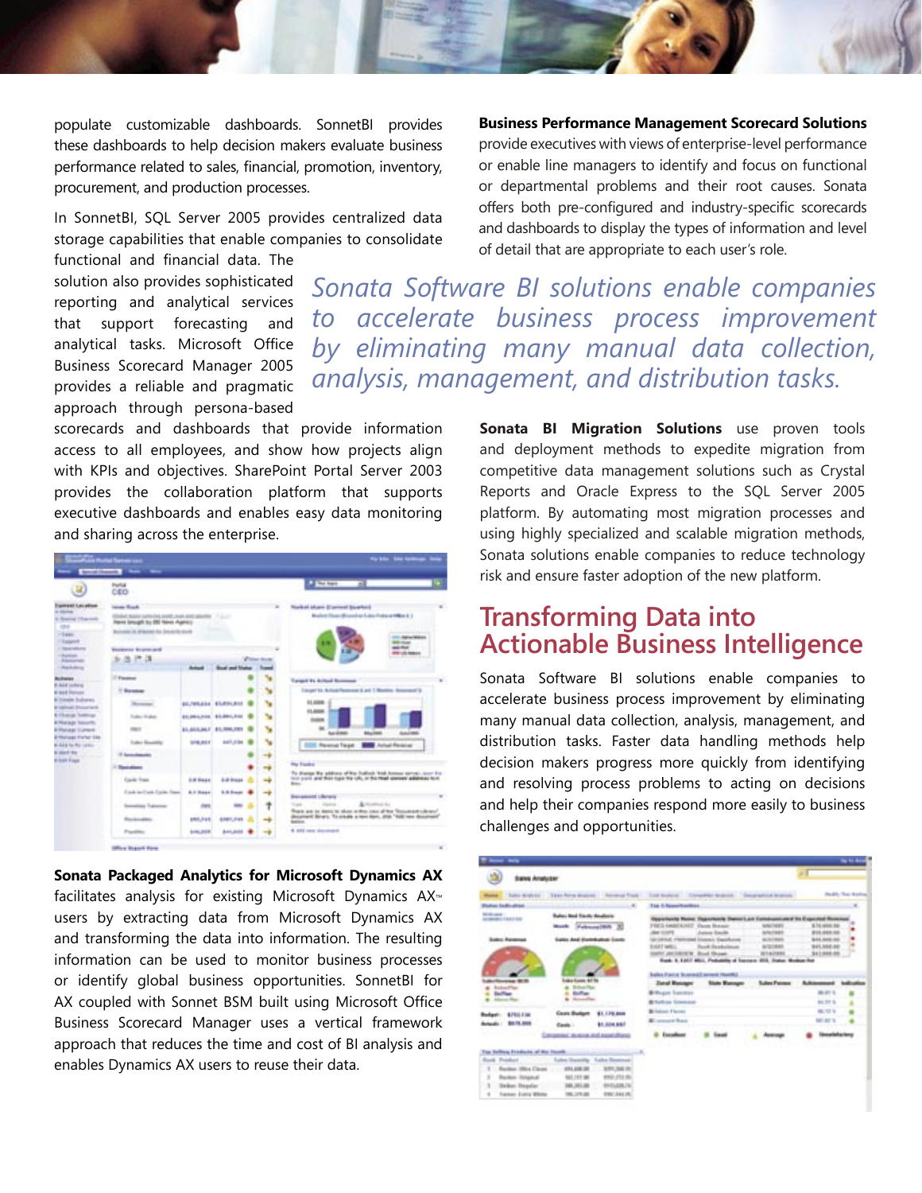populate customizable dashboards. SonnetBI provides these dashboards to help decision makers evaluate business performance related to sales, financial, promotion, inventory, procurement, and production processes.

In SonnetBI, SQL Server 2005 provides centralized data storage capabilities that enable companies to consolidate functional and financial data. The solution also provides sophisticated reporting and analytical services that support forecasting and analytical tasks. Microsoft Office Business Scorecard Manager 2005 provides a reliable and pragmatic approach through persona-based scorecards and dashboards that provide information access to all employees, and show how projects align with KPIs and objectives. SharePoint Portal Server 2003 provides the collaboration platform that supports executive dashboards and enables easy data monitoring and sharing across the enterprise.

**Sonata Packaged Analytics for Microsoft Dynamics AX** facilitates analysis for existing Microsoft Dynamics AX™ users by extracting data from Microsoft Dynamics AX and transforming the data into information. The resulting information can be used to monitor business processes or identify global business opportunities. SonnetBI for AX coupled with Sonnet BSM built using Microsoft Office Business Scorecard Manager uses a vertical framework approach that reduces the time and cost of BI analysis and enables Dynamics AX users to reuse their data.

**Business Performance Management Scorecard Solutions** provide executives with views of enterprise-level performance or enable line managers to identify and focus on functional or departmental problems and their root causes. Sonata offers both pre-configured and industry-specific scorecards and dashboards to display the types of information and level of detail that are appropriate to each user's role.

*Sonata Software BI solutions enable companies to accelerate business process improvement by eliminating many manual data collection, analysis, management, and distribution tasks.*

**Sonata BI Migration Solutions** use proven tools and deployment methods to expedite migration from competitive data management solutions such as Crystal Reports and Oracle Express to the SQL Server 2005 platform. By automating most migration processes and using highly specialized and scalable migration methods, Sonata solutions enable companies to reduce technology risk and ensure faster adoption of the new platform.

## Transforming Data into Actionable Business Intelligence

Sonata Software BI solutions enable companies to accelerate business process improvement by eliminating many manual data collection, analysis, management, and distribution tasks. Faster data handling methods help decision makers progress more quickly from identifying and resolving process problems to acting on decisions and help their companies respond more easily to business challenges and opportunities.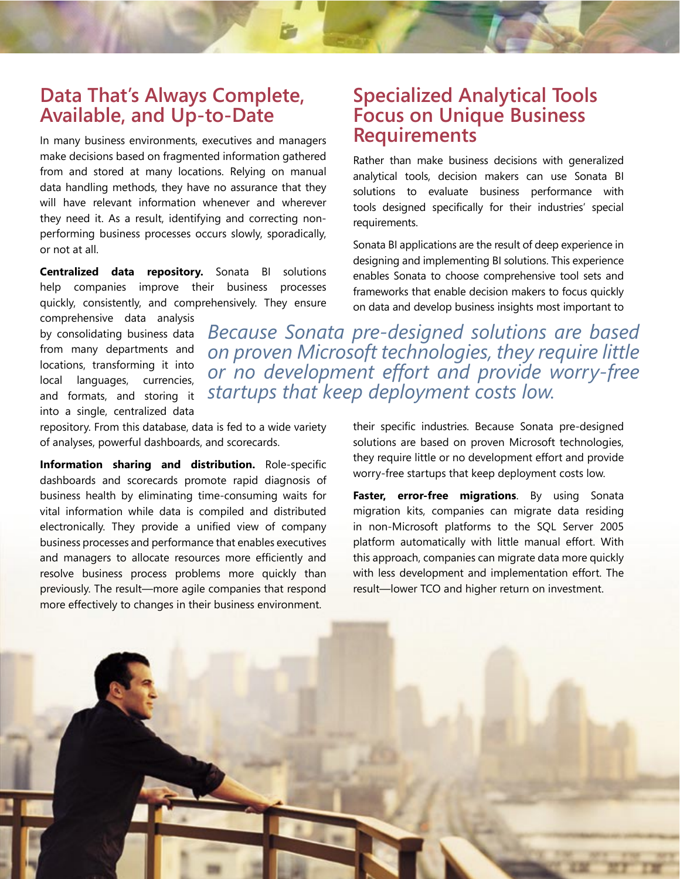## Data That's Always Complete, Available, and Up-to-Date

In many business environments, executives and managers make decisions based on fragmented information gathered from and stored at many locations. Relying on manual data handling methods, they have no assurance that they will have relevant information whenever and wherever they need it. As a result, identifying and correcting non-performing business processes occurs slowly, sporadically, or not at all.

**Centralized data repository.** Sonata BI solutions help companies improve their business processes quickly, consistently, and comprehensively. They ensure comprehensive data analysis by consolidating business data from many departments and locations, transforming it into local languages, currencies, and formats, and storing it into a single, centralized data repository. From this database, data is fed to a wide variety of analyses, powerful dashboards, and scorecards.

**Information sharing and distribution.** Role-specific dashboards and scorecards promote rapid diagnosis of business health by eliminating time-consuming waits for vital information while data is compiled and distributed electronically. They provide a unified view of company business processes and performance that enables executives and managers to allocate resources more efficiently and resolve business process problems more quickly than previously. The result—more agile companies that respond more effectively to changes in their business environment.

## Specialized Analytical Tools Focus on Unique Business Requirements

Rather than make business decisions with generalized analytical tools, decision makers can use Sonata BI solutions to evaluate business performance with tools designed specifically for their industries' special requirements.

Sonata BI applications are the result of deep experience in designing and implementing BI solutions. This experience enables Sonata to choose comprehensive tool sets and frameworks that enable decision makers to focus quickly on data and develop business insights most important to their specific industries. Because Sonata pre-designed solutions are based on proven Microsoft technologies, they require little or no development effort and provide worry-free startups that keep deployment costs low.

*Because Sonata pre-designed solutions are based on proven Microsoft technologies, they require little or no development effort and provide worry-free startups that keep deployment costs low.*

**Faster, error-free migrations**. By using Sonata migration kits, companies can migrate data residing in non-Microsoft platforms to the SQL Server 2005 platform automatically with little manual effort. With this approach, companies can migrate data more quickly with less development and implementation effort. The result—lower TCO and higher return on investment.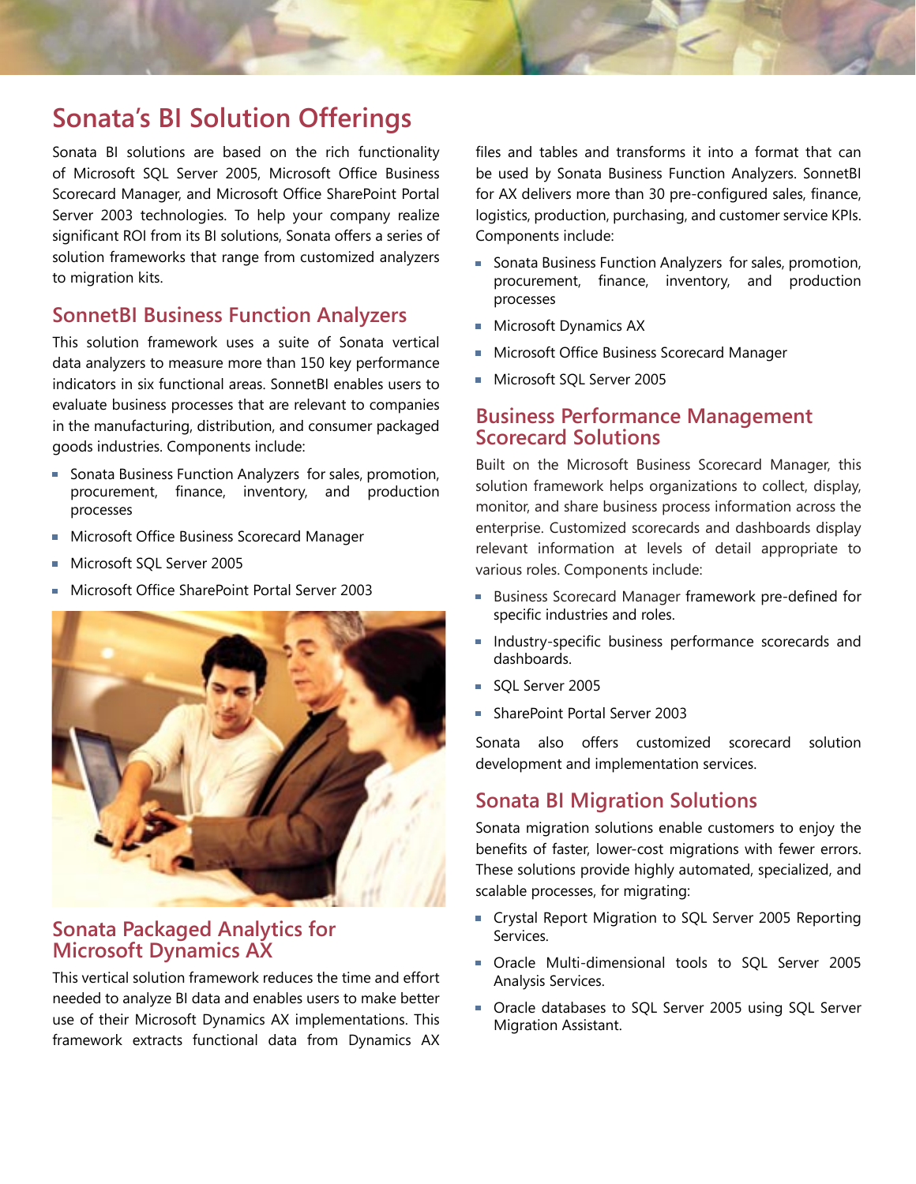# Sonata's BI Solution Offerings

Sonata BI solutions are based on the rich functionality of Microsoft SQL Server 2005, Microsoft Office Business Scorecard Manager, and Microsoft Office SharePoint Portal Server 2003 technologies. To help your company realize significant ROI from its BI solutions, Sonata offers a series of solution frameworks that range from customized analyzers to migration kits.

## SonnetBI Business Function Analyzers

This solution framework uses a suite of Sonata vertical data analyzers to measure more than 150 key performance indicators in six functional areas. SonnetBI enables users to evaluate business processes that are relevant to companies in the manufacturing, distribution, and consumer packaged goods industries. Components include:

- Sonata Business Function Analyzers for sales, promotion, procurement, finance, inventory, and production processes
- Microsoft Office Business Scorecard Manager
- Microsoft SQL Server 2005
- Microsoft Office SharePoint Portal Server 2003

## Sonata Packaged Analytics for Microsoft Dynamics AX

This vertical solution framework reduces the time and effort needed to analyze BI data and enables users to make better use of their Microsoft Dynamics AX implementations. This framework extracts functional data from Dynamics AX files and tables and transforms it into a format that can be used by Sonata Business Function Analyzers. SonnetBI for AX delivers more than 30 pre-configured sales, finance, logistics, production, purchasing, and customer service KPIs. Components include:

- Sonata Business Function Analyzers for sales, promotion, procurement, finance, inventory, and production processes
- Microsoft Dynamics AX
- Microsoft Office Business Scorecard Manager
- Microsoft SQL Server 2005

## Business Performance Management Scorecard Solutions

Built on the Microsoft Business Scorecard Manager, this solution framework helps organizations to collect, display, monitor, and share business process information across the enterprise. Customized scorecards and dashboards display relevant information at levels of detail appropriate to various roles. Components include:

- Business Scorecard Manager framework pre-defined for specific industries and roles.
- Industry-specific business performance scorecards and dashboards.
- SQL Server 2005
- SharePoint Portal Server 2003

Sonata also offers customized scorecard solution development and implementation services.

## Sonata BI Migration Solutions

Sonata migration solutions enable customers to enjoy the benefits of faster, lower-cost migrations with fewer errors. These solutions provide highly automated, specialized, and scalable processes, for migrating:

- Crystal Report Migration to SQL Server 2005 Reporting Services.
- Oracle Multi-dimensional tools to SQL Server 2005 Analysis Services.
- Oracle databases to SQL Server 2005 using SQL Server Migration Assistant.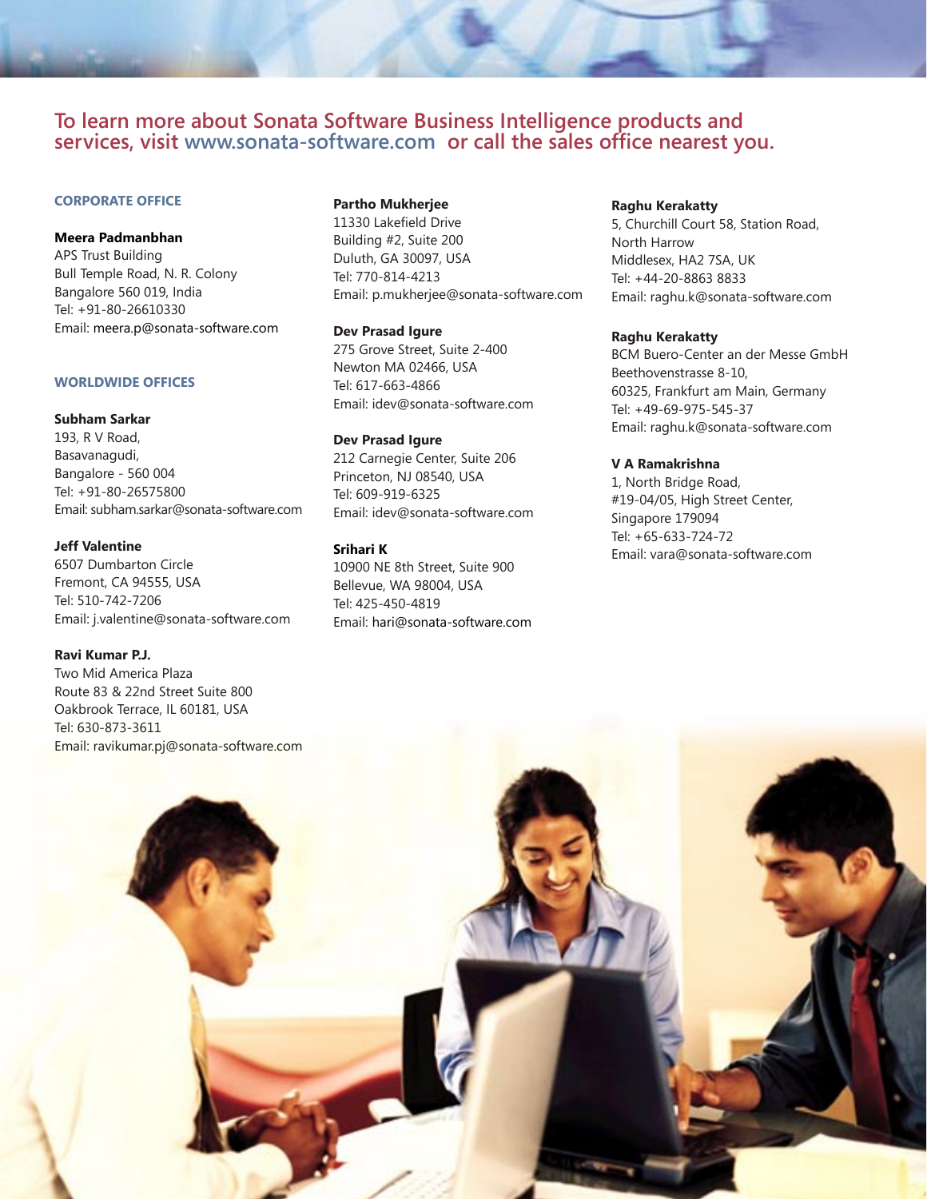## To learn more about Sonata Software Business Intelligence products and services, visit www.sonata-software.com or call the sales office nearest you.

### CORPORATE OFFICE

**Meera Padmanbhan**
APS Trust Building
Bull Temple Road, N. R. Colony
Bangalore 560 019, India
Tel: +91-80-26610330
Email: meera.p@sonata-software.com

### WORLDWIDE OFFICES

**Subham Sarkar**
193, R V Road,
Basavanagudi,
Bangalore - 560 004
Tel: +91-80-26575800
Email: subham.sarkar@sonata-software.com

**Jeff Valentine**
6507 Dumbarton Circle
Fremont, CA 94555, USA
Tel: 510-742-7206
Email: j.valentine@sonata-software.com

**Ravi Kumar P.J.**
Two Mid America Plaza
Route 83 & 22nd Street Suite 800
Oakbrook Terrace, IL 60181, USA
Tel: 630-873-3611
Email: ravikumar.pj@sonata-software.com

**Partho Mukherjee**
11330 Lakefield Drive
Building #2, Suite 200
Duluth, GA 30097, USA
Tel: 770-814-4213
Email: p.mukherjee@sonata-software.com

**Dev Prasad Igure**
275 Grove Street, Suite 2-400
Newton MA 02466, USA
Tel: 617-663-4866
Email: idev@sonata-software.com

**Dev Prasad Igure**
212 Carnegie Center, Suite 206
Princeton, NJ 08540, USA
Tel: 609-919-6325
Email: idev@sonata-software.com

**Srihari K**
10900 NE 8th Street, Suite 900
Bellevue, WA 98004, USA
Tel: 425-450-4819
Email: hari@sonata-software.com

**Raghu Kerakatty**
5, Churchill Court 58, Station Road,
North Harrow
Middlesex, HA2 7SA, UK
Tel: +44-20-8863 8833
Email: raghu.k@sonata-software.com

**Raghu Kerakatty**
BCM Buero-Center an der Messe GmbH
Beethovenstrasse 8-10,
60325, Frankfurt am Main, Germany
Tel: +49-69-975-545-37
Email: raghu.k@sonata-software.com

**V A Ramakrishna**
1, North Bridge Road,
#19-04/05, High Street Center,
Singapore 179094
Tel: +65-633-724-72
Email: vara@sonata-software.com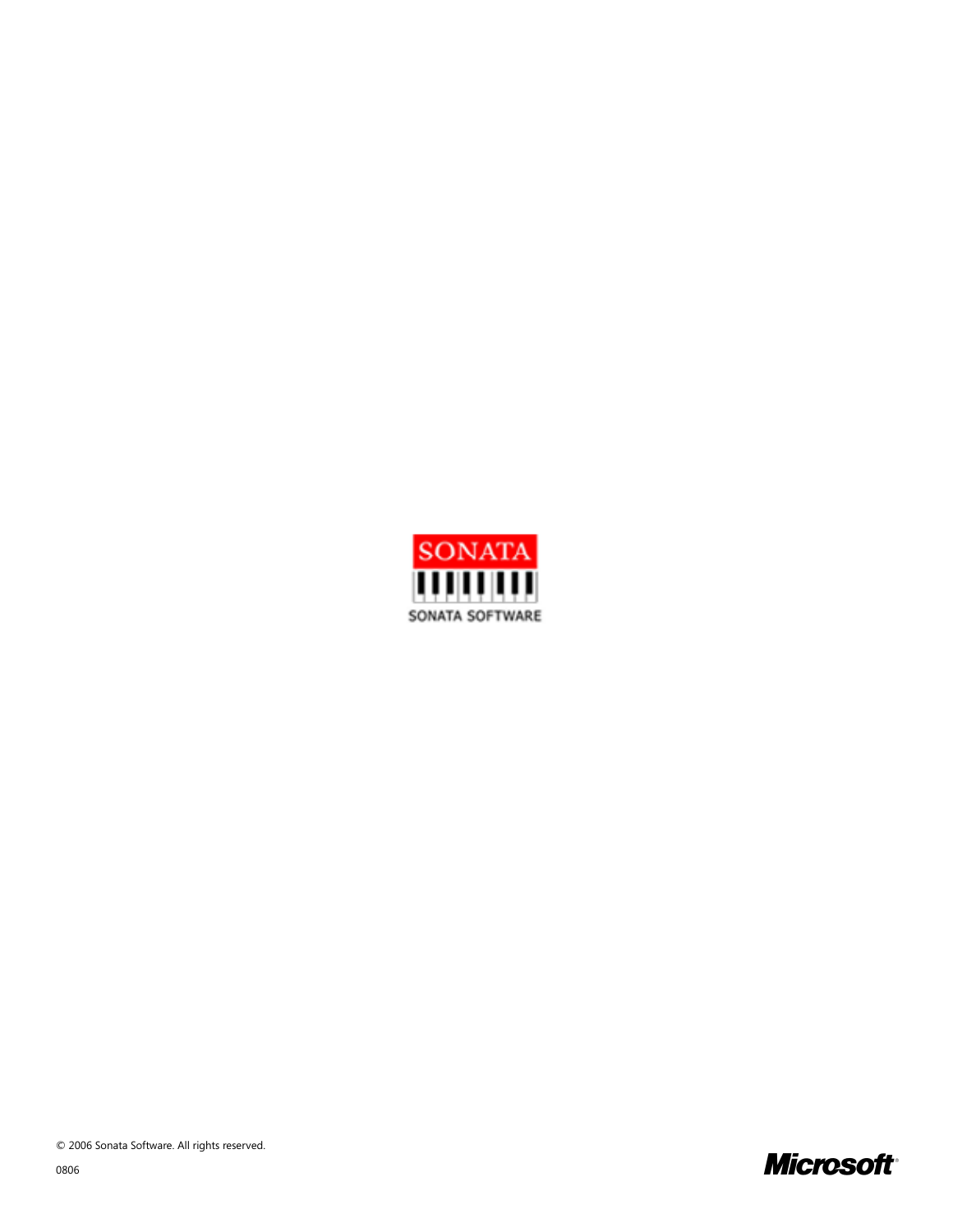SONATA

SONATA SOFTWARE

© 2006 Sonata Software. All rights reserved.

0806

Microsoft